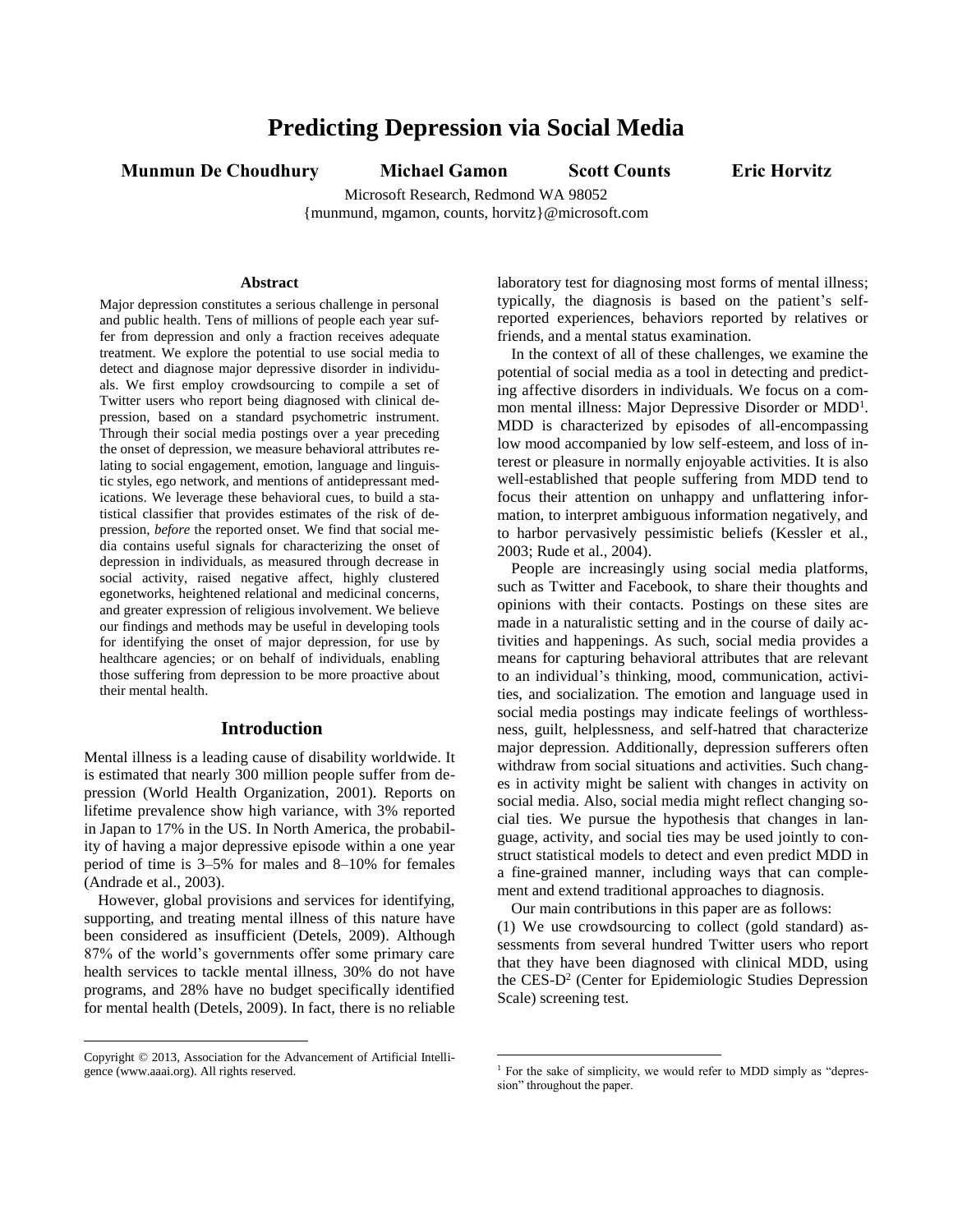# Predicting Depression via Social Media

**Munmun De Choudhury** **Michael Gamon** **Scott Counts** **Eric Horvitz**

Microsoft Research, Redmond WA 98052
{munmund, mgamon, counts, horvitz}@microsoft.com

### Abstract

Major depression constitutes a serious challenge in personal and public health. Tens of millions of people each year suffer from depression and only a fraction receives adequate treatment. We explore the potential to use social media to detect and diagnose major depressive disorder in individuals. We first employ crowdsourcing to compile a set of Twitter users who report being diagnosed with clinical depression, based on a standard psychometric instrument. Through their social media postings over a year preceding the onset of depression, we measure behavioral attributes relating to social engagement, emotion, language and linguistic styles, ego network, and mentions of antidepressant medications. We leverage these behavioral cues, to build a statistical classifier that provides estimates of the risk of depression, *before* the reported onset. We find that social media contains useful signals for characterizing the onset of depression in individuals, as measured through decrease in social activity, raised negative affect, highly clustered egonetworks, heightened relational and medicinal concerns, and greater expression of religious involvement. We believe our findings and methods may be useful in developing tools for identifying the onset of major depression, for use by healthcare agencies; or on behalf of individuals, enabling those suffering from depression to be more proactive about their mental health.

## Introduction

Mental illness is a leading cause of disability worldwide. It is estimated that nearly 300 million people suffer from depression (World Health Organization, 2001). Reports on lifetime prevalence show high variance, with 3% reported in Japan to 17% in the US. In North America, the probability of having a major depressive episode within a one year period of time is 3–5% for males and 8–10% for females (Andrade et al., 2003).

However, global provisions and services for identifying, supporting, and treating mental illness of this nature have been considered as insufficient (Detels, 2009). Although 87% of the world's governments offer some primary care health services to tackle mental illness, 30% do not have programs, and 28% have no budget specifically identified for mental health (Detels, 2009). In fact, there is no reliable laboratory test for diagnosing most forms of mental illness; typically, the diagnosis is based on the patient's self-reported experiences, behaviors reported by relatives or friends, and a mental status examination.

In the context of all of these challenges, we examine the potential of social media as a tool in detecting and predicting affective disorders in individuals. We focus on a common mental illness: Major Depressive Disorder or MDD[1]. MDD is characterized by episodes of all-encompassing low mood accompanied by low self-esteem, and loss of interest or pleasure in normally enjoyable activities. It is also well-established that people suffering from MDD tend to focus their attention on unhappy and unflattering information, to interpret ambiguous information negatively, and to harbor pervasively pessimistic beliefs (Kessler et al., 2003; Rude et al., 2004).

People are increasingly using social media platforms, such as Twitter and Facebook, to share their thoughts and opinions with their contacts. Postings on these sites are made in a naturalistic setting and in the course of daily activities and happenings. As such, social media provides a means for capturing behavioral attributes that are relevant to an individual's thinking, mood, communication, activities, and socialization. The emotion and language used in social media postings may indicate feelings of worthlessness, guilt, helplessness, and self-hatred that characterize major depression. Additionally, depression sufferers often withdraw from social situations and activities. Such changes in activity might be salient with changes in activity on social media. Also, social media might reflect changing social ties. We pursue the hypothesis that changes in language, activity, and social ties may be used jointly to construct statistical models to detect and even predict MDD in a fine-grained manner, including ways that can complement and extend traditional approaches to diagnosis.

Our main contributions in this paper are as follows:

(1) We use crowdsourcing to collect (gold standard) assessments from several hundred Twitter users who report that they have been diagnosed with clinical MDD, using the CES-D[2] (Center for Epidemiologic Studies Depression Scale) screening test.

Copyright © 2013, Association for the Advancement of Artificial Intelligence (www.aaai.org). All rights reserved.

[1] For the sake of simplicity, we would refer to MDD simply as "depression" throughout the paper.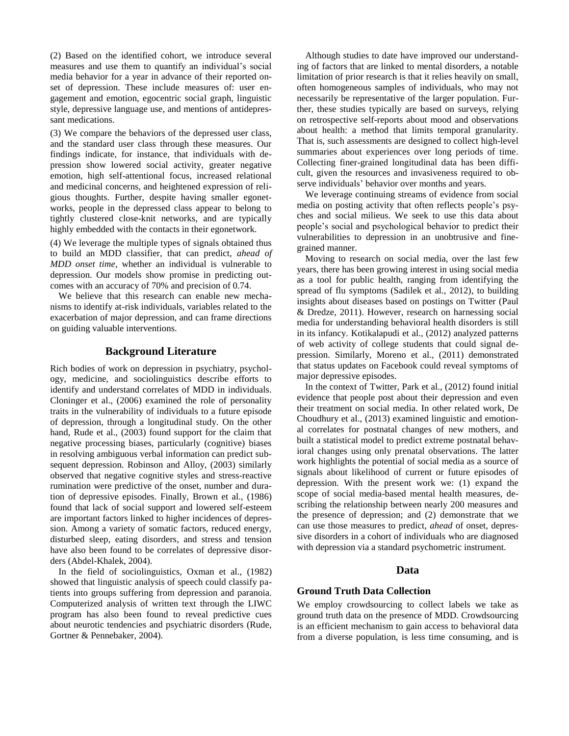(2) Based on the identified cohort, we introduce several measures and use them to quantify an individual's social media behavior for a year in advance of their reported onset of depression. These include measures of: user engagement and emotion, egocentric social graph, linguistic style, depressive language use, and mentions of antidepressant medications.

(3) We compare the behaviors of the depressed user class, and the standard user class through these measures. Our findings indicate, for instance, that individuals with depression show lowered social activity, greater negative emotion, high self-attentional focus, increased relational and medicinal concerns, and heightened expression of religious thoughts. Further, despite having smaller egonetworks, people in the depressed class appear to belong to tightly clustered close-knit networks, and are typically highly embedded with the contacts in their egonetwork.

(4) We leverage the multiple types of signals obtained thus to build an MDD classifier, that can predict, *ahead of MDD onset time*, whether an individual is vulnerable to depression. Our models show promise in predicting outcomes with an accuracy of 70% and precision of 0.74.

We believe that this research can enable new mechanisms to identify at-risk individuals, variables related to the exacerbation of major depression, and can frame directions on guiding valuable interventions.

## Background Literature

Rich bodies of work on depression in psychiatry, psychology, medicine, and sociolinguistics describe efforts to identify and understand correlates of MDD in individuals. Cloninger et al., (2006) examined the role of personality traits in the vulnerability of individuals to a future episode of depression, through a longitudinal study. On the other hand, Rude et al., (2003) found support for the claim that negative processing biases, particularly (cognitive) biases in resolving ambiguous verbal information can predict subsequent depression. Robinson and Alloy, (2003) similarly observed that negative cognitive styles and stress-reactive rumination were predictive of the onset, number and duration of depressive episodes. Finally, Brown et al., (1986) found that lack of social support and lowered self-esteem are important factors linked to higher incidences of depression. Among a variety of somatic factors, reduced energy, disturbed sleep, eating disorders, and stress and tension have also been found to be correlates of depressive disorders (Abdel-Khalek, 2004).

In the field of sociolinguistics, Oxman et al., (1982) showed that linguistic analysis of speech could classify patients into groups suffering from depression and paranoia. Computerized analysis of written text through the LIWC program has also been found to reveal predictive cues about neurotic tendencies and psychiatric disorders (Rude, Gortner & Pennebaker, 2004).

Although studies to date have improved our understanding of factors that are linked to mental disorders, a notable limitation of prior research is that it relies heavily on small, often homogeneous samples of individuals, who may not necessarily be representative of the larger population. Further, these studies typically are based on surveys, relying on retrospective self-reports about mood and observations about health: a method that limits temporal granularity. That is, such assessments are designed to collect high-level summaries about experiences over long periods of time. Collecting finer-grained longitudinal data has been difficult, given the resources and invasiveness required to observe individuals' behavior over months and years.

We leverage continuing streams of evidence from social media on posting activity that often reflects people's psyches and social milieus. We seek to use this data about people's social and psychological behavior to predict their vulnerabilities to depression in an unobtrusive and fine-grained manner.

Moving to research on social media, over the last few years, there has been growing interest in using social media as a tool for public health, ranging from identifying the spread of flu symptoms (Sadilek et al., 2012), to building insights about diseases based on postings on Twitter (Paul & Dredze, 2011). However, research on harnessing social media for understanding behavioral health disorders is still in its infancy. Kotikalapudi et al., (2012) analyzed patterns of web activity of college students that could signal depression. Similarly, Moreno et al., (2011) demonstrated that status updates on Facebook could reveal symptoms of major depressive episodes.

In the context of Twitter, Park et al., (2012) found initial evidence that people post about their depression and even their treatment on social media. In other related work, De Choudhury et al., (2013) examined linguistic and emotional correlates for postnatal changes of new mothers, and built a statistical model to predict extreme postnatal behavioral changes using only prenatal observations. The latter work highlights the potential of social media as a source of signals about likelihood of current or future episodes of depression. With the present work we: (1) expand the scope of social media-based mental health measures, describing the relationship between nearly 200 measures and the presence of depression; and (2) demonstrate that we can use those measures to predict, *ahead* of onset, depressive disorders in a cohort of individuals who are diagnosed with depression via a standard psychometric instrument.

## Data

### Ground Truth Data Collection

We employ crowdsourcing to collect labels we take as ground truth data on the presence of MDD. Crowdsourcing is an efficient mechanism to gain access to behavioral data from a diverse population, is less time consuming, and is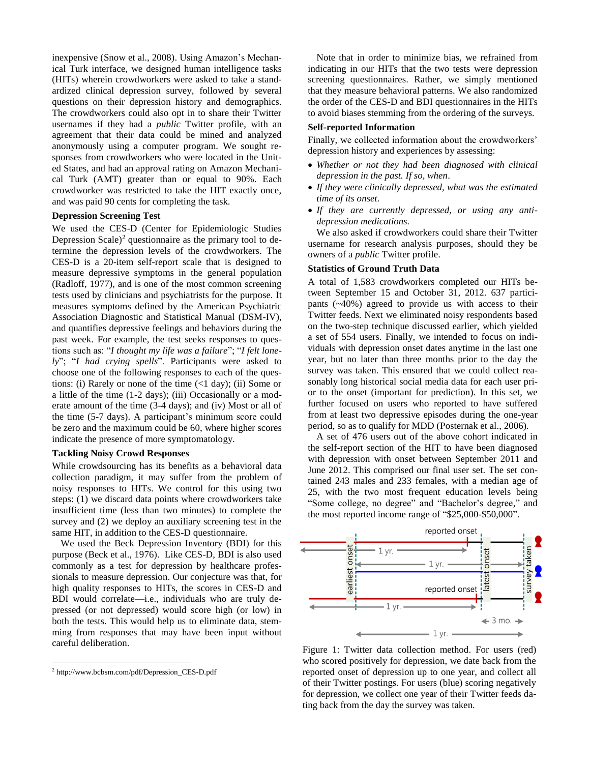inexpensive (Snow et al., 2008). Using Amazon's Mechanical Turk interface, we designed human intelligence tasks (HITs) wherein crowdworkers were asked to take a standardized clinical depression survey, followed by several questions on their depression history and demographics. The crowdworkers could also opt in to share their Twitter usernames if they had a *public* Twitter profile, with an agreement that their data could be mined and analyzed anonymously using a computer program. We sought responses from crowdworkers who were located in the United States, and had an approval rating on Amazon Mechanical Turk (AMT) greater than or equal to 90%. Each crowdworker was restricted to take the HIT exactly once, and was paid 90 cents for completing the task.

### Depression Screening Test

We used the CES-D (Center for Epidemiologic Studies Depression Scale)[2] questionnaire as the primary tool to determine the depression levels of the crowdworkers. The CES-D is a 20-item self-report scale that is designed to measure depressive symptoms in the general population (Radloff, 1977), and is one of the most common screening tests used by clinicians and psychiatrists for the purpose. It measures symptoms defined by the American Psychiatric Association Diagnostic and Statistical Manual (DSM-IV), and quantifies depressive feelings and behaviors during the past week. For example, the test seeks responses to questions such as: "*I thought my life was a failure*"; "*I felt lonely*"; "*I had crying spells*". Participants were asked to choose one of the following responses to each of the questions: (i) Rarely or none of the time (<1 day); (ii) Some or a little of the time (1-2 days); (iii) Occasionally or a moderate amount of the time (3-4 days); and (iv) Most or all of the time (5-7 days). A participant's minimum score could be zero and the maximum could be 60, where higher scores indicate the presence of more symptomatology.

### Tackling Noisy Crowd Responses

While crowdsourcing has its benefits as a behavioral data collection paradigm, it may suffer from the problem of noisy responses to HITs. We control for this using two steps: (1) we discard data points where crowdworkers take insufficient time (less than two minutes) to complete the survey and (2) we deploy an auxiliary screening test in the same HIT, in addition to the CES-D questionnaire.

We used the Beck Depression Inventory (BDI) for this purpose (Beck et al., 1976). Like CES-D, BDI is also used commonly as a test for depression by healthcare professionals to measure depression. Our conjecture was that, for high quality responses to HITs, the scores in CES-D and BDI would correlate—i.e., individuals who are truly depressed (or not depressed) would score high (or low) in both the tests. This would help us to eliminate data, stemming from responses that may have been input without careful deliberation.

[2] http://www.bcbsm.com/pdf/Depression_CES-D.pdf

Note that in order to minimize bias, we refrained from indicating in our HITs that the two tests were depression screening questionnaires. Rather, we simply mentioned that they measure behavioral patterns. We also randomized the order of the CES-D and BDI questionnaires in the HITs to avoid biases stemming from the ordering of the surveys.

### Self-reported Information

Finally, we collected information about the crowdworkers' depression history and experiences by assessing:

- *Whether or not they had been diagnosed with clinical depression in the past. If so, when.*
- *If they were clinically depressed, what was the estimated time of its onset.*
- *If they are currently depressed, or using any anti-depression medications.*

We also asked if crowdworkers could share their Twitter username for research analysis purposes, should they be owners of a *public* Twitter profile.

### Statistics of Ground Truth Data

A total of 1,583 crowdworkers completed our HITs between September 15 and October 31, 2012. 637 participants (~40%) agreed to provide us with access to their Twitter feeds. Next we eliminated noisy respondents based on the two-step technique discussed earlier, which yielded a set of 554 users. Finally, we intended to focus on individuals with depression onset dates anytime in the last one year, but no later than three months prior to the day the survey was taken. This ensured that we could collect reasonably long historical social media data for each user prior to the onset (important for prediction). In this set, we further focused on users who reported to have suffered from at least two depressive episodes during the one-year period, so as to qualify for MDD (Posternak et al., 2006).

A set of 476 users out of the above cohort indicated in the self-report section of the HIT to have been diagnosed with depression with onset between September 2011 and June 2012. This comprised our final user set. The set contained 243 males and 233 females, with a median age of 25, with the two most frequent education levels being "Some college, no degree" and "Bachelor's degree," and the most reported income range of "$25,000-$50,000".

Figure 1: Twitter data collection method. For users (red) who scored positively for depression, we date back from the reported onset of depression up to one year, and collect all of their Twitter postings. For users (blue) scoring negatively for depression, we collect one year of their Twitter feeds dating back from the day the survey was taken.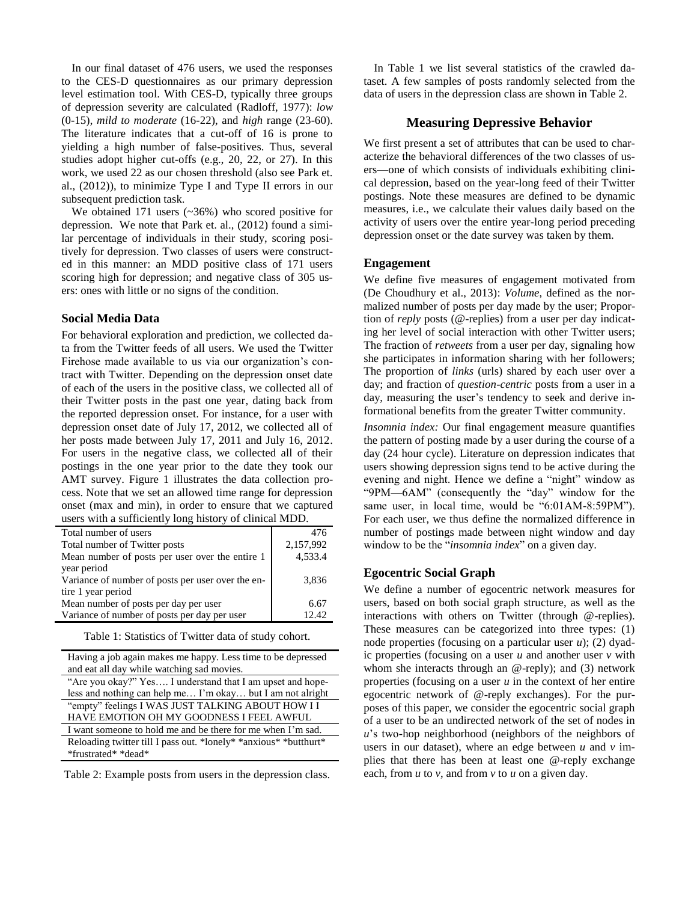In our final dataset of 476 users, we used the responses to the CES-D questionnaires as our primary depression level estimation tool. With CES-D, typically three groups of depression severity are calculated (Radloff, 1977): *low* (0-15), *mild to moderate* (16-22), and *high* range (23-60). The literature indicates that a cut-off of 16 is prone to yielding a high number of false-positives. Thus, several studies adopt higher cut-offs (e.g., 20, 22, or 27). In this work, we used 22 as our chosen threshold (also see Park et. al., (2012)), to minimize Type I and Type II errors in our subsequent prediction task.

We obtained 171 users (~36%) who scored positive for depression. We note that Park et. al., (2012) found a similar percentage of individuals in their study, scoring positively for depression. Two classes of users were constructed in this manner: an MDD positive class of 171 users scoring high for depression; and negative class of 305 users: ones with little or no signs of the condition.

### Social Media Data

For behavioral exploration and prediction, we collected data from the Twitter feeds of all users. We used the Twitter Firehose made available to us via our organization's contract with Twitter. Depending on the depression onset date of each of the users in the positive class, we collected all of their Twitter posts in the past one year, dating back from the reported depression onset. For instance, for a user with depression onset date of July 17, 2012, we collected all of her posts made between July 17, 2011 and July 16, 2012. For users in the negative class, we collected all of their postings in the one year prior to the date they took our AMT survey. Figure 1 illustrates the data collection process. Note that we set an allowed time range for depression onset (max and min), in order to ensure that we captured users with a sufficiently long history of clinical MDD.

| | |
|---|---|
| Total number of users | 476 |
| Total number of Twitter posts | 2,157,992 |
| Mean number of posts per user over the entire 1 year period | 4,533.4 |
| Variance of number of posts per user over the entire 1 year period | 3,836 |
| Mean number of posts per day per user | 6.67 |
| Variance of number of posts per day per user | 12.42 |

Table 1: Statistics of Twitter data of study cohort.

| |
|---|
| Having a job again makes me happy. Less time to be depressed and eat all day while watching sad movies. |
| "Are you okay?" Yes…. I understand that I am upset and hopeless and nothing can help me… I'm okay… but I am not alright |
| "empty" feelings I WAS JUST TALKING ABOUT HOW I I HAVE EMOTION OH MY GOODNESS I FEEL AWFUL |
| I want someone to hold me and be there for me when I'm sad. |
| Reloading twitter till I pass out. *lonely* *anxious* *butthurt* *frustrated* *dead* |

Table 2: Example posts from users in the depression class.

In Table 1 we list several statistics of the crawled dataset. A few samples of posts randomly selected from the data of users in the depression class are shown in Table 2.

## Measuring Depressive Behavior

We first present a set of attributes that can be used to characterize the behavioral differences of the two classes of users—one of which consists of individuals exhibiting clinical depression, based on the year-long feed of their Twitter postings. Note these measures are defined to be dynamic measures, i.e., we calculate their values daily based on the activity of users over the entire year-long period preceding depression onset or the date survey was taken by them.

### Engagement

We define five measures of engagement motivated from (De Choudhury et al., 2013): *Volume*, defined as the normalized number of posts per day made by the user; Proportion of *reply* posts (@-replies) from a user per day indicating her level of social interaction with other Twitter users; The fraction of *retweets* from a user per day, signaling how she participates in information sharing with her followers; The proportion of *links* (urls) shared by each user over a day; and fraction of *question-centric* posts from a user in a day, measuring the user's tendency to seek and derive informational benefits from the greater Twitter community.

*Insomnia index:* Our final engagement measure quantifies the pattern of posting made by a user during the course of a day (24 hour cycle). Literature on depression indicates that users showing depression signs tend to be active during the evening and night. Hence we define a "night" window as "9PM—6AM" (consequently the "day" window for the same user, in local time, would be "6:01AM-8:59PM"). For each user, we thus define the normalized difference in number of postings made between night window and day window to be the "*insomnia index*" on a given day.

### Egocentric Social Graph

We define a number of egocentric network measures for users, based on both social graph structure, as well as the interactions with others on Twitter (through @-replies). These measures can be categorized into three types: (1) node properties (focusing on a particular user $u$); (2) dyadic properties (focusing on a user $u$ and another user $v$ with whom she interacts through an @-reply); and (3) network properties (focusing on a user $u$ in the context of her entire egocentric network of @-reply exchanges). For the purposes of this paper, we consider the egocentric social graph of a user to be an undirected network of the set of nodes in $u$'s two-hop neighborhood (neighbors of the neighbors of users in our dataset), where an edge between $u$ and $v$ implies that there has been at least one @-reply exchange each, from $u$ to $v$, and from $v$ to $u$ on a given day.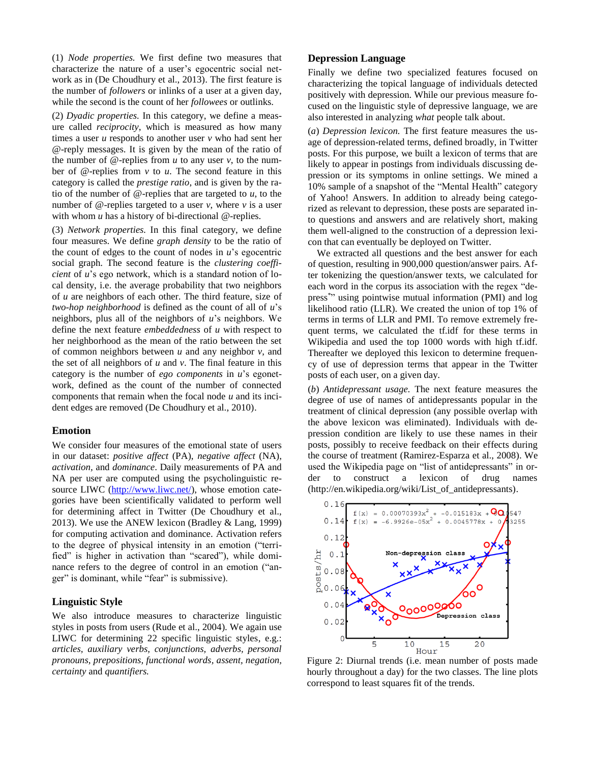(1) *Node properties.* We first define two measures that characterize the nature of a user's egocentric social network as in (De Choudhury et al., 2013). The first feature is the number of *followers* or inlinks of a user at a given day, while the second is the count of her *followees* or outlinks.

(2) *Dyadic properties.* In this category, we define a measure called *reciprocity*, which is measured as how many times a user *u* responds to another user *v* who had sent her @-reply messages. It is given by the mean of the ratio of the number of @-replies from *u* to any user *v*, to the number of @-replies from *v* to *u*. The second feature in this category is called the *prestige ratio*, and is given by the ratio of the number of @-replies that are targeted to *u*, to the number of @-replies targeted to a user *v*, where *v* is a user with whom *u* has a history of bi-directional @-replies.

(3) *Network properties.* In this final category, we define four measures. We define *graph density* to be the ratio of the count of edges to the count of nodes in *u*'s egocentric social graph. The second feature is the *clustering coefficient* of *u*'s ego network, which is a standard notion of local density, i.e. the average probability that two neighbors of *u* are neighbors of each other. The third feature, size of *two-hop neighborhood* is defined as the count of all of *u*'s neighbors, plus all of the neighbors of *u*'s neighbors. We define the next feature *embeddedness* of *u* with respect to her neighborhood as the mean of the ratio between the set of common neighbors between *u* and any neighbor *v*, and the set of all neighbors of *u* and *v*. The final feature in this category is the number of *ego components* in *u*'s egonetwork, defined as the count of the number of connected components that remain when the focal node *u* and its incident edges are removed (De Choudhury et al., 2010).

## Emotion

We consider four measures of the emotional state of users in our dataset: *positive affect* (PA), *negative affect* (NA), *activation*, and *dominance*. Daily measurements of PA and NA per user are computed using the psycholinguistic resource LIWC (http://www.liwc.net/), whose emotion categories have been scientifically validated to perform well for determining affect in Twitter (De Choudhury et al., 2013). We use the ANEW lexicon (Bradley & Lang, 1999) for computing activation and dominance. Activation refers to the degree of physical intensity in an emotion ("terrified" is higher in activation than "scared"), while dominance refers to the degree of control in an emotion ("anger" is dominant, while "fear" is submissive).

## Linguistic Style

We also introduce measures to characterize linguistic styles in posts from users (Rude et al., 2004). We again use LIWC for determining 22 specific linguistic styles, e.g.: *articles, auxiliary verbs, conjunctions, adverbs, personal pronouns, prepositions, functional words, assent, negation, certainty* and *quantifiers.*

## Depression Language

Finally we define two specialized features focused on characterizing the topical language of individuals detected positively with depression. While our previous measure focused on the linguistic style of depressive language, we are also interested in analyzing *what* people talk about.

(*a*) *Depression lexicon.* The first feature measures the usage of depression-related terms, defined broadly, in Twitter posts. For this purpose, we built a lexicon of terms that are likely to appear in postings from individuals discussing depression or its symptoms in online settings. We mined a 10% sample of a snapshot of the "Mental Health" category of Yahoo! Answers. In addition to already being categorized as relevant to depression, these posts are separated into questions and answers and are relatively short, making them well-aligned to the construction of a depression lexicon that can eventually be deployed on Twitter.

We extracted all questions and the best answer for each of question, resulting in 900,000 question/answer pairs. After tokenizing the question/answer texts, we calculated for each word in the corpus its association with the regex "depress*" using pointwise mutual information (PMI) and log likelihood ratio (LLR). We created the union of top 1% of terms in terms of LLR and PMI. To remove extremely frequent terms, we calculated the tf.idf for these terms in Wikipedia and used the top 1000 words with high tf.idf. Thereafter we deployed this lexicon to determine frequency of use of depression terms that appear in the Twitter posts of each user, on a given day.

(*b*) *Antidepressant usage.* The next feature measures the degree of use of names of antidepressants popular in the treatment of clinical depression (any possible overlap with the above lexicon was eliminated). Individuals with depression condition are likely to use these names in their posts, possibly to receive feedback on their effects during the course of treatment (Ramirez-Esparza et al., 2008). We used the Wikipedia page on "list of antidepressants" in order to construct a lexicon of drug names (http://en.wikipedia.org/wiki/List_of_antidepressants).

Figure 2: Diurnal trends (i.e. mean number of posts made hourly throughout a day) for the two classes. The line plots correspond to least squares fit of the trends.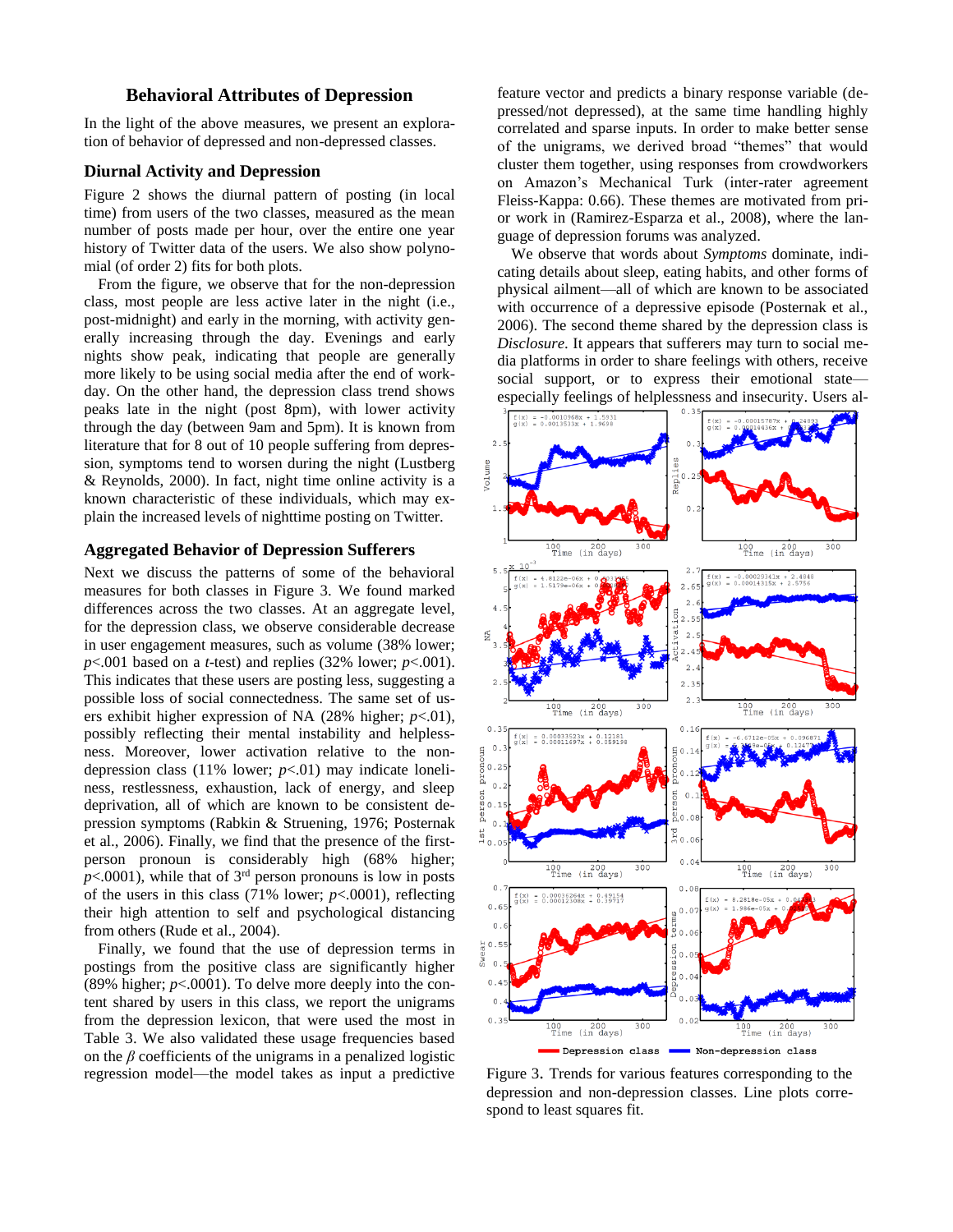## Behavioral Attributes of Depression

In the light of the above measures, we present an exploration of behavior of depressed and non-depressed classes.

### Diurnal Activity and Depression

Figure 2 shows the diurnal pattern of posting (in local time) from users of the two classes, measured as the mean number of posts made per hour, over the entire one year history of Twitter data of the users. We also show polynomial (of order 2) fits for both plots.

From the figure, we observe that for the non-depression class, most people are less active later in the night (i.e., post-midnight) and early in the morning, with activity generally increasing through the day. Evenings and early nights show peak, indicating that people are generally more likely to be using social media after the end of workday. On the other hand, the depression class trend shows peaks late in the night (post 8pm), with lower activity through the day (between 9am and 5pm). It is known from literature that for 8 out of 10 people suffering from depression, symptoms tend to worsen during the night (Lustberg & Reynolds, 2000). In fact, night time online activity is a known characteristic of these individuals, which may explain the increased levels of nighttime posting on Twitter.

### Aggregated Behavior of Depression Sufferers

Next we discuss the patterns of some of the behavioral measures for both classes in Figure 3. We found marked differences across the two classes. At an aggregate level, for the depression class, we observe considerable decrease in user engagement measures, such as volume (38% lower; $p$<.001 based on a $t$-test) and replies (32% lower; $p$<.001). This indicates that these users are posting less, suggesting a possible loss of social connectedness. The same set of users exhibit higher expression of NA (28% higher; $p$<.01), possibly reflecting their mental instability and helplessness. Moreover, lower activation relative to the non-depression class (11% lower; $p$<.01) may indicate loneliness, restlessness, exhaustion, lack of energy, and sleep deprivation, all of which are known to be consistent depression symptoms (Rabkin & Struening, 1976; Posternak et al., 2006). Finally, we find that the presence of the first-person pronoun is considerably high (68% higher; $p$<.0001), while that of 3rd person pronouns is low in posts of the users in this class (71% lower; $p$<.0001), reflecting their high attention to self and psychological distancing from others (Rude et al., 2004).

Finally, we found that the use of depression terms in postings from the positive class are significantly higher (89% higher; $p$<.0001). To delve more deeply into the content shared by users in this class, we report the unigrams from the depression lexicon, that were used the most in Table 3. We also validated these usage frequencies based on the $\beta$ coefficients of the unigrams in a penalized logistic regression model—the model takes as input a predictive feature vector and predicts a binary response variable (depressed/not depressed), at the same time handling highly correlated and sparse inputs. In order to make better sense of the unigrams, we derived broad "themes" that would cluster them together, using responses from crowdworkers on Amazon's Mechanical Turk (inter-rater agreement Fleiss-Kappa: 0.66). These themes are motivated from prior work in (Ramirez-Esparza et al., 2008), where the language of depression forums was analyzed.

We observe that words about *Symptoms* dominate, indicating details about sleep, eating habits, and other forms of physical ailment—all of which are known to be associated with occurrence of a depressive episode (Posternak et al., 2006). The second theme shared by the depression class is *Disclosure*. It appears that sufferers may turn to social media platforms in order to share feelings with others, receive social support, or to express their emotional state—especially feelings of helplessness and insecurity. Users al-

Figure 3. Trends for various features corresponding to the depression and non-depression classes. Line plots correspond to least squares fit.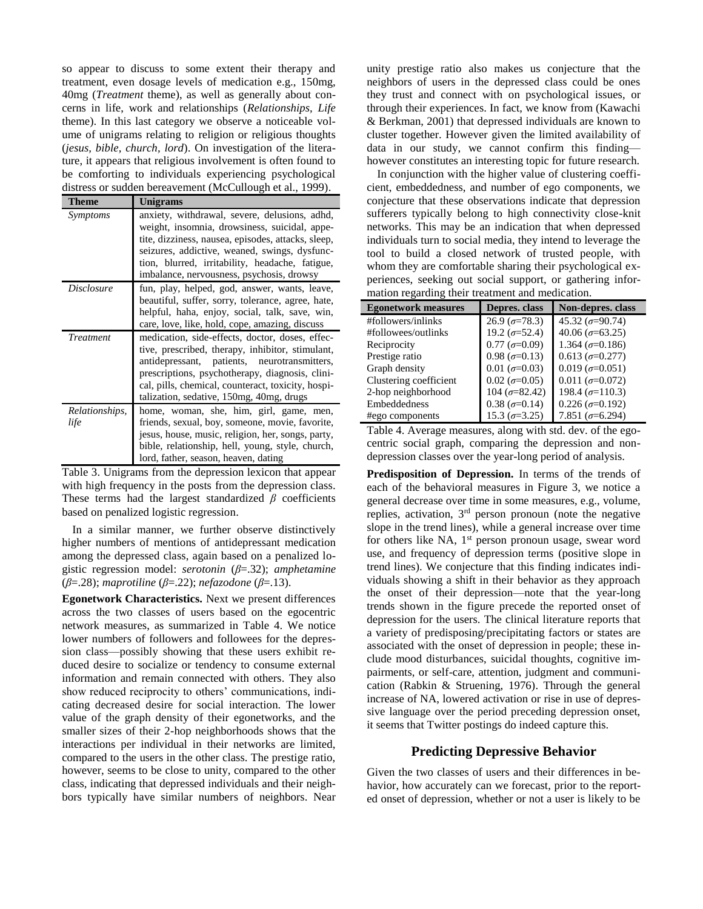so appear to discuss to some extent their therapy and treatment, even dosage levels of medication e.g., 150mg, 40mg (*Treatment* theme), as well as generally about concerns in life, work and relationships (*Relationships, Life* theme). In this last category we observe a noticeable volume of unigrams relating to religion or religious thoughts (*jesus, bible, church, lord*). On investigation of the literature, it appears that religious involvement is often found to be comforting to individuals experiencing psychological distress or sudden bereavement (McCullough et al., 1999).

| Theme | Unigrams |
|---|---|
| *Symptoms* | anxiety, withdrawal, severe, delusions, adhd, weight, insomnia, drowsiness, suicidal, appetite, dizziness, nausea, episodes, attacks, sleep, seizures, addictive, weaned, swings, dysfunction, blurred, irritability, headache, fatigue, imbalance, nervousness, psychosis, drowsy |
| *Disclosure* | fun, play, helped, god, answer, wants, leave, beautiful, suffer, sorry, tolerance, agree, hate, helpful, haha, enjoy, social, talk, save, win, care, love, like, hold, cope, amazing, discuss |
| *Treatment* | medication, side-effects, doctor, doses, effective, prescribed, therapy, inhibitor, stimulant, antidepressant, patients, neurotransmitters, prescriptions, psychotherapy, diagnosis, clinical, pills, chemical, counteract, toxicity, hospitalization, sedative, 150mg, 40mg, drugs |
| *Relationships, life* | home, woman, she, him, girl, game, men, friends, sexual, boy, someone, movie, favorite, jesus, house, music, religion, her, songs, party, bible, relationship, hell, young, style, church, lord, father, season, heaven, dating |

Table 3. Unigrams from the depression lexicon that appear with high frequency in the posts from the depression class. These terms had the largest standardized $\beta$ coefficients based on penalized logistic regression.

In a similar manner, we further observe distinctively higher numbers of mentions of antidepressant medication among the depressed class, again based on a penalized logistic regression model: *serotonin* ($\beta$=.32); *amphetamine* ($\beta$=.28); *maprotiline* ($\beta$=.22); *nefazodone* ($\beta$=.13).

**Egonetwork Characteristics.** Next we present differences across the two classes of users based on the egocentric network measures, as summarized in Table 4. We notice lower numbers of followers and followees for the depression class—possibly showing that these users exhibit reduced desire to socialize or tendency to consume external information and remain connected with others. They also show reduced reciprocity to others' communications, indicating decreased desire for social interaction. The lower value of the graph density of their egonetworks, and the smaller sizes of their 2-hop neighborhoods shows that the interactions per individual in their networks are limited, compared to the users in the other class. The prestige ratio, however, seems to be close to unity, compared to the other class, indicating that depressed individuals and their neighbors typically have similar numbers of neighbors. Near unity prestige ratio also makes us conjecture that the neighbors of users in the depressed class could be ones they trust and connect with on psychological issues, or through their experiences. In fact, we know from (Kawachi & Berkman, 2001) that depressed individuals are known to cluster together. However given the limited availability of data in our study, we cannot confirm this finding—however constitutes an interesting topic for future research.

In conjunction with the higher value of clustering coefficient, embeddedness, and number of ego components, we conjecture that these observations indicate that depression sufferers typically belong to high connectivity close-knit networks. This may be an indication that when depressed individuals turn to social media, they intend to leverage the tool to build a closed network of trusted people, with whom they are comfortable sharing their psychological experiences, seeking out social support, or gathering information regarding their treatment and medication.

| Egonetwork measures | Depres. class | Non-depres. class |
|---|---|---|
| #followers/inlinks | 26.9 ($\sigma$=78.3) | 45.32 ($\sigma$=90.74) |
| #followees/outlinks | 19.2 ($\sigma$=52.4) | 40.06 ($\sigma$=63.25) |
| Reciprocity | 0.77 ($\sigma$=0.09) | 1.364 ($\sigma$=0.186) |
| Prestige ratio | 0.98 ($\sigma$=0.13) | 0.613 ($\sigma$=0.277) |
| Graph density | 0.01 ($\sigma$=0.03) | 0.019 ($\sigma$=0.051) |
| Clustering coefficient | 0.02 ($\sigma$=0.05) | 0.011 ($\sigma$=0.072) |
| 2-hop neighborhood | 104 ($\sigma$=82.42) | 198.4 ($\sigma$=110.3) |
| Embeddedness | 0.38 ($\sigma$=0.14) | 0.226 ($\sigma$=0.192) |
| #ego components | 15.3 ($\sigma$=3.25) | 7.851 ($\sigma$=6.294) |

Table 4. Average measures, along with std. dev. of the egocentric social graph, comparing the depression and non-depression classes over the year-long period of analysis.

**Predisposition of Depression.** In terms of the trends of each of the behavioral measures in Figure 3, we notice a general decrease over time in some measures, e.g., volume, replies, activation, 3rd person pronoun (note the negative slope in the trend lines), while a general increase over time for others like NA, 1st person pronoun usage, swear word use, and frequency of depression terms (positive slope in trend lines). We conjecture that this finding indicates individuals showing a shift in their behavior as they approach the onset of their depression—note that the year-long trends shown in the figure precede the reported onset of depression for the users. The clinical literature reports that a variety of predisposing/precipitating factors or states are associated with the onset of depression in people; these include mood disturbances, suicidal thoughts, cognitive impairments, or self-care, attention, judgment and communication (Rabkin & Struening, 1976). Through the general increase of NA, lowered activation or rise in use of depressive language over the period preceding depression onset, it seems that Twitter postings do indeed capture this.

## Predicting Depressive Behavior

Given the two classes of users and their differences in behavior, how accurately can we forecast, prior to the reported onset of depression, whether or not a user is likely to be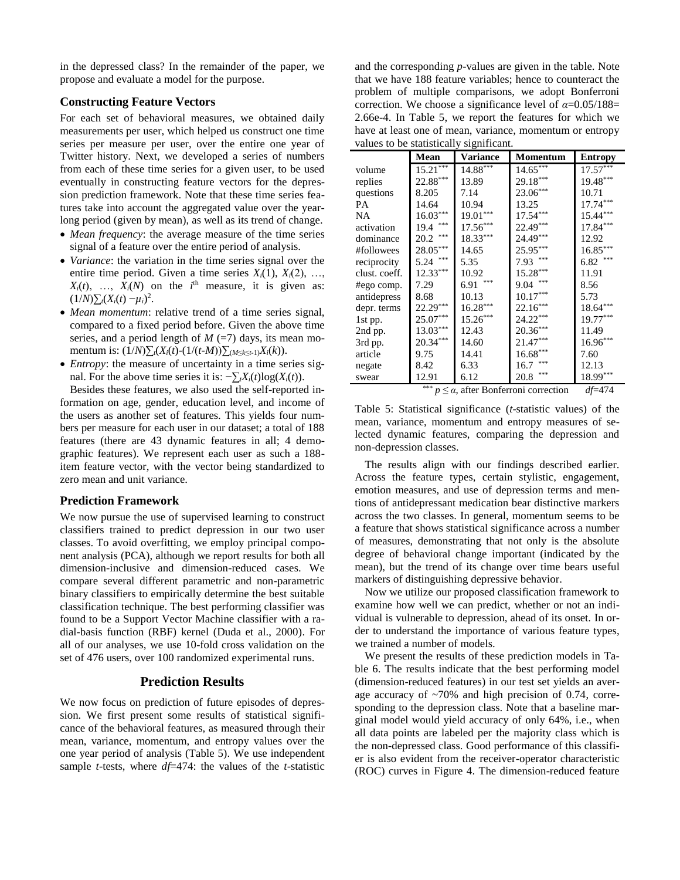in the depressed class? In the remainder of the paper, we propose and evaluate a model for the purpose.

### Constructing Feature Vectors

For each set of behavioral measures, we obtained daily measurements per user, which helped us construct one time series per measure per user, over the entire one year of Twitter history. Next, we developed a series of numbers from each of these time series for a given user, to be used eventually in constructing feature vectors for the depression prediction framework. Note that these time series features take into account the aggregated value over the year-long period (given by mean), as well as its trend of change.

- *Mean frequency*: the average measure of the time series signal of a feature over the entire period of analysis.
- *Variance*: the variation in the time series signal over the entire time period. Given a time series $X_i(1)$, $X_i(2)$, …, $X_i(t)$, …, $X_i(N)$ on the $i^{th}$ measure, it is given as: $(1/N)\sum_t(X_i(t) - \mu_i)^2$.
- *Mean momentum*: relative trend of a time series signal, compared to a fixed period before. Given the above time series, and a period length of $M$ (=7) days, its mean momentum is: $(1/N)\sum_t(X_i(t)-(1/(t-M))\sum_{(M\leq k\leq t-1)}X_i(k))$.
- *Entropy*: the measure of uncertainty in a time series signal. For the above time series it is: $-\sum_t X_i(t)\log(X_i(t))$.

Besides these features, we also used the self-reported information on age, gender, education level, and income of the users as another set of features. This yields four numbers per measure for each user in our dataset; a total of 188 features (there are 43 dynamic features in all; 4 demographic features). We represent each user as such a 188-item feature vector, with the vector being standardized to zero mean and unit variance.

### Prediction Framework

We now pursue the use of supervised learning to construct classifiers trained to predict depression in our two user classes. To avoid overfitting, we employ principal component analysis (PCA), although we report results for both all dimension-inclusive and dimension-reduced cases. We compare several different parametric and non-parametric binary classifiers to empirically determine the best suitable classification technique. The best performing classifier was found to be a Support Vector Machine classifier with a radial-basis function (RBF) kernel (Duda et al., 2000). For all of our analyses, we use 10-fold cross validation on the set of 476 users, over 100 randomized experimental runs.

## Prediction Results

We now focus on prediction of future episodes of depression. We first present some results of statistical significance of the behavioral features, as measured through their mean, variance, momentum, and entropy values over the one year period of analysis (Table 5). We use independent sample *t*-tests, where *df*=474: the values of the *t*-statistic and the corresponding *p*-values are given in the table. Note that we have 188 feature variables; hence to counteract the problem of multiple comparisons, we adopt Bonferroni correction. We choose a significance level of $\alpha$=0.05/188= 2.66e-4. In Table 5, we report the features for which we have at least one of mean, variance, momentum or entropy values to be statistically significant.

| | Mean | Variance | Momentum | Entropy |
|---|---|---|---|---|
| volume | 15.21*** | 14.88*** | 14.65*** | 17.57*** |
| replies | 22.88*** | 13.89 | 29.18*** | 19.48*** |
| questions | 8.205 | 7.14 | 23.06*** | 10.71 |
| PA | 14.64 | 10.94 | 13.25 | 17.74*** |
| NA | 16.03*** | 19.01*** | 17.54*** | 15.44*** |
| activation | 19.4 *** | 17.56*** | 22.49*** | 17.84*** |
| dominance | 20.2 *** | 18.33*** | 24.49*** | 12.92 |
| #followees | 28.05*** | 14.65 | 25.95*** | 16.85*** |
| reciprocity | 5.24 *** | 5.35 | 7.93 *** | 6.82 *** |
| clust. coeff. | 12.33*** | 10.92 | 15.28*** | 11.91 |
| #ego comp. | 7.29 | 6.91 *** | 9.04 *** | 8.56 |
| antidepress | 8.68 | 10.13 | 10.17*** | 5.73 |
| depr. terms | 22.29*** | 16.28*** | 22.16*** | 18.64*** |
| 1st pp. | 25.07*** | 15.26*** | 24.22*** | 19.77*** |
| 2nd pp. | 13.03*** | 12.43 | 20.36*** | 11.49 |
| 3rd pp. | 20.34*** | 14.60 | 21.47*** | 16.96*** |
| article | 9.75 | 14.41 | 16.68*** | 7.60 |
| negate | 8.42 | 6.33 | 16.7 *** | 12.13 |
| swear | 12.91 | 6.12 | 20.8 *** | 18.99*** |

*** $p \leq \alpha$, after Bonferroni correction &emsp; *df*=474

Table 5: Statistical significance (*t*-statistic values) of the mean, variance, momentum and entropy measures of selected dynamic features, comparing the depression and non-depression classes.

The results align with our findings described earlier. Across the feature types, certain stylistic, engagement, emotion measures, and use of depression terms and mentions of antidepressant medication bear distinctive markers across the two classes. In general, momentum seems to be a feature that shows statistical significance across a number of measures, demonstrating that not only is the absolute degree of behavioral change important (indicated by the mean), but the trend of its change over time bears useful markers of distinguishing depressive behavior.

Now we utilize our proposed classification framework to examine how well we can predict, whether or not an individual is vulnerable to depression, ahead of its onset. In order to understand the importance of various feature types, we trained a number of models.

We present the results of these prediction models in Table 6. The results indicate that the best performing model (dimension-reduced features) in our test set yields an average accuracy of ~70% and high precision of 0.74, corresponding to the depression class. Note that a baseline marginal model would yield accuracy of only 64%, i.e., when all data points are labeled per the majority class which is the non-depressed class. Good performance of this classifier is also evident from the receiver-operator characteristic (ROC) curves in Figure 4. The dimension-reduced feature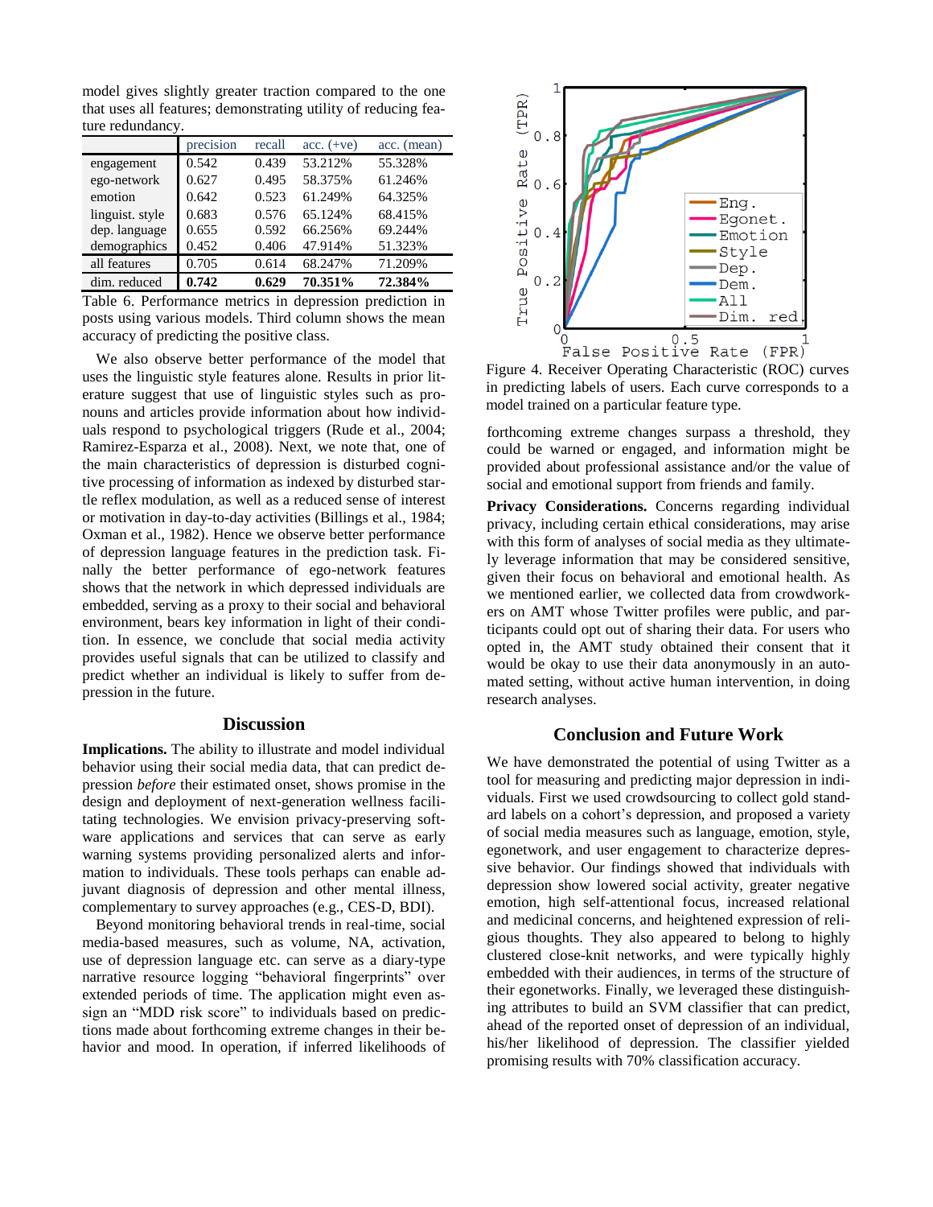model gives slightly greater traction compared to the one that uses all features; demonstrating utility of reducing feature redundancy.

| | precision | recall | acc. (+ve) | acc. (mean) |
|---|---|---|---|---|
| engagement | 0.542 | 0.439 | 53.212% | 55.328% |
| ego-network | 0.627 | 0.495 | 58.375% | 61.246% |
| emotion | 0.642 | 0.523 | 61.249% | 64.325% |
| linguist. style | 0.683 | 0.576 | 65.124% | 68.415% |
| dep. language | 0.655 | 0.592 | 66.256% | 69.244% |
| demographics | 0.452 | 0.406 | 47.914% | 51.323% |
| all features | 0.705 | 0.614 | 68.247% | 71.209% |
| dim. reduced | **0.742** | **0.629** | **70.351%** | **72.384%** |

Table 6. Performance metrics in depression prediction in posts using various models. Third column shows the mean accuracy of predicting the positive class.

We also observe better performance of the model that uses the linguistic style features alone. Results in prior literature suggest that use of linguistic styles such as pronouns and articles provide information about how individuals respond to psychological triggers (Rude et al., 2004; Ramirez-Esparza et al., 2008). Next, we note that, one of the main characteristics of depression is disturbed cognitive processing of information as indexed by disturbed startle reflex modulation, as well as a reduced sense of interest or motivation in day-to-day activities (Billings et al., 1984; Oxman et al., 1982). Hence we observe better performance of depression language features in the prediction task. Finally the better performance of ego-network features shows that the network in which depressed individuals are embedded, serving as a proxy to their social and behavioral environment, bears key information in light of their condition. In essence, we conclude that social media activity provides useful signals that can be utilized to classify and predict whether an individual is likely to suffer from depression in the future.

Figure 4. Receiver Operating Characteristic (ROC) curves in predicting labels of users. Each curve corresponds to a model trained on a particular feature type.

## Discussion

**Implications.** The ability to illustrate and model individual behavior using their social media data, that can predict depression *before* their estimated onset, shows promise in the design and deployment of next-generation wellness facilitating technologies. We envision privacy-preserving software applications and services that can serve as early warning systems providing personalized alerts and information to individuals. These tools perhaps can enable adjuvant diagnosis of depression and other mental illness, complementary to survey approaches (e.g., CES-D, BDI).

Beyond monitoring behavioral trends in real-time, social media-based measures, such as volume, NA, activation, use of depression language etc. can serve as a diary-type narrative resource logging "behavioral fingerprints" over extended periods of time. The application might even assign an "MDD risk score" to individuals based on predictions made about forthcoming extreme changes in their behavior and mood. In operation, if inferred likelihoods of forthcoming extreme changes surpass a threshold, they could be warned or engaged, and information might be provided about professional assistance and/or the value of social and emotional support from friends and family.

**Privacy Considerations.** Concerns regarding individual privacy, including certain ethical considerations, may arise with this form of analyses of social media as they ultimately leverage information that may be considered sensitive, given their focus on behavioral and emotional health. As we mentioned earlier, we collected data from crowdworkers on AMT whose Twitter profiles were public, and participants could opt out of sharing their data. For users who opted in, the AMT study obtained their consent that it would be okay to use their data anonymously in an automated setting, without active human intervention, in doing research analyses.

## Conclusion and Future Work

We have demonstrated the potential of using Twitter as a tool for measuring and predicting major depression in individuals. First we used crowdsourcing to collect gold standard labels on a cohort's depression, and proposed a variety of social media measures such as language, emotion, style, egonetwork, and user engagement to characterize depressive behavior. Our findings showed that individuals with depression show lowered social activity, greater negative emotion, high self-attentional focus, increased relational and medicinal concerns, and heightened expression of religious thoughts. They also appeared to belong to highly clustered close-knit networks, and were typically highly embedded with their audiences, in terms of the structure of their egonetworks. Finally, we leveraged these distinguishing attributes to build an SVM classifier that can predict, ahead of the reported onset of depression of an individual, his/her likelihood of depression. The classifier yielded promising results with 70% classification accuracy.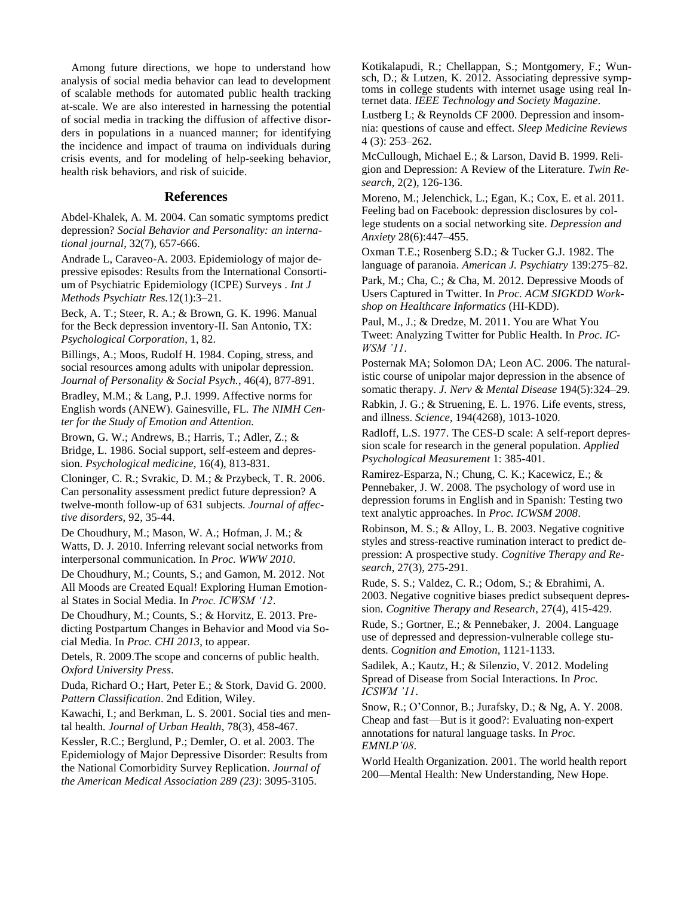Among future directions, we hope to understand how analysis of social media behavior can lead to development of scalable methods for automated public health tracking at-scale. We are also interested in harnessing the potential of social media in tracking the diffusion of affective disorders in populations in a nuanced manner; for identifying the incidence and impact of trauma on individuals during crisis events, and for modeling of help-seeking behavior, health risk behaviors, and risk of suicide.

## References

Abdel-Khalek, A. M. 2004. Can somatic symptoms predict depression? *Social Behavior and Personality: an international journal*, 32(7), 657-666.

Andrade L, Caraveo-A. 2003. Epidemiology of major depressive episodes: Results from the International Consortium of Psychiatric Epidemiology (ICPE) Surveys . *Int J Methods Psychiatr Res.*12(1):3–21.

Beck, A. T.; Steer, R. A.; & Brown, G. K. 1996. Manual for the Beck depression inventory-II. San Antonio, TX: *Psychological Corporation*, 1, 82.

Billings, A.; Moos, Rudolf H. 1984. Coping, stress, and social resources among adults with unipolar depression. *Journal of Personality & Social Psych.*, 46(4), 877-891.

Bradley, M.M.; & Lang, P.J. 1999. Affective norms for English words (ANEW). Gainesville, FL. *The NIMH Center for the Study of Emotion and Attention.*

Brown, G. W.; Andrews, B.; Harris, T.; Adler, Z.; & Bridge, L. 1986. Social support, self-esteem and depression. *Psychological medicine*, 16(4), 813-831.

Cloninger, C. R.; Svrakic, D. M.; & Przybeck, T. R. 2006. Can personality assessment predict future depression? A twelve-month follow-up of 631 subjects. *Journal of affective disorders*, 92, 35-44.

De Choudhury, M.; Mason, W. A.; Hofman, J. M.; & Watts, D. J. 2010. Inferring relevant social networks from interpersonal communication. In *Proc. WWW 2010*.

De Choudhury, M.; Counts, S.; and Gamon, M. 2012. Not All Moods are Created Equal! Exploring Human Emotional States in Social Media. In *Proc. ICWSM '12*.

De Choudhury, M.; Counts, S.; & Horvitz, E. 2013. Predicting Postpartum Changes in Behavior and Mood via Social Media. In *Proc. CHI 2013*, to appear.

Detels, R. 2009.The scope and concerns of public health. *Oxford University Press*.

Duda, Richard O.; Hart, Peter E.; & Stork, David G. 2000. *Pattern Classification*. 2nd Edition, Wiley.

Kawachi, I.; and Berkman, L. S. 2001. Social ties and mental health. *Journal of Urban Health*, 78(3), 458-467.

Kessler, R.C.; Berglund, P.; Demler, O. et al. 2003. The Epidemiology of Major Depressive Disorder: Results from the National Comorbidity Survey Replication. *Journal of the American Medical Association 289 (23)*: 3095-3105.

Kotikalapudi, R.; Chellappan, S.; Montgomery, F.; Wunsch, D.; & Lutzen, K. 2012. Associating depressive symptoms in college students with internet usage using real Internet data. *IEEE Technology and Society Magazine*.

Lustberg L; & Reynolds CF 2000. Depression and insomnia: questions of cause and effect. *Sleep Medicine Reviews* 4 (3): 253–262.

McCullough, Michael E.; & Larson, David B. 1999. Religion and Depression: A Review of the Literature. *Twin Research*, 2(2), 126-136.

Moreno, M.; Jelenchick, L.; Egan, K.; Cox, E. et al. 2011. Feeling bad on Facebook: depression disclosures by college students on a social networking site. *Depression and Anxiety* 28(6):447–455.

Oxman T.E.; Rosenberg S.D.; & Tucker G.J. 1982. The language of paranoia. *American J. Psychiatry* 139:275–82.

Park, M.; Cha, C.; & Cha, M. 2012. Depressive Moods of Users Captured in Twitter. In *Proc. ACM SIGKDD Workshop on Healthcare Informatics* (HI-KDD).

Paul, M., J.; & Dredze, M. 2011. You are What You Tweet: Analyzing Twitter for Public Health. In *Proc. ICWSM '11*.

Posternak MA; Solomon DA; Leon AC. 2006. The naturalistic course of unipolar major depression in the absence of somatic therapy. *J. Nerv & Mental Disease* 194(5):324–29.

Rabkin, J. G.; & Struening, E. L. 1976. Life events, stress, and illness. *Science*, 194(4268), 1013-1020.

Radloff, L.S. 1977. The CES-D scale: A self-report depression scale for research in the general population. *Applied Psychological Measurement* 1: 385-401.

Ramirez-Esparza, N.; Chung, C. K.; Kacewicz, E.; & Pennebaker, J. W. 2008. The psychology of word use in depression forums in English and in Spanish: Testing two text analytic approaches. In *Proc. ICWSM 2008*.

Robinson, M. S.; & Alloy, L. B. 2003. Negative cognitive styles and stress-reactive rumination interact to predict depression: A prospective study. *Cognitive Therapy and Research*, 27(3), 275-291.

Rude, S. S.; Valdez, C. R.; Odom, S.; & Ebrahimi, A. 2003. Negative cognitive biases predict subsequent depression. *Cognitive Therapy and Research*, 27(4), 415-429.

Rude, S.; Gortner, E.; & Pennebaker, J. 2004. Language use of depressed and depression-vulnerable college students. *Cognition and Emotion*, 1121-1133.

Sadilek, A.; Kautz, H.; & Silenzio, V. 2012. Modeling Spread of Disease from Social Interactions. In *Proc. ICSWM '11*.

Snow, R.; O'Connor, B.; Jurafsky, D.; & Ng, A. Y. 2008. Cheap and fast—But is it good?: Evaluating non-expert annotations for natural language tasks. In *Proc. EMNLP'08*.

World Health Organization. 2001. The world health report 200—Mental Health: New Understanding, New Hope.